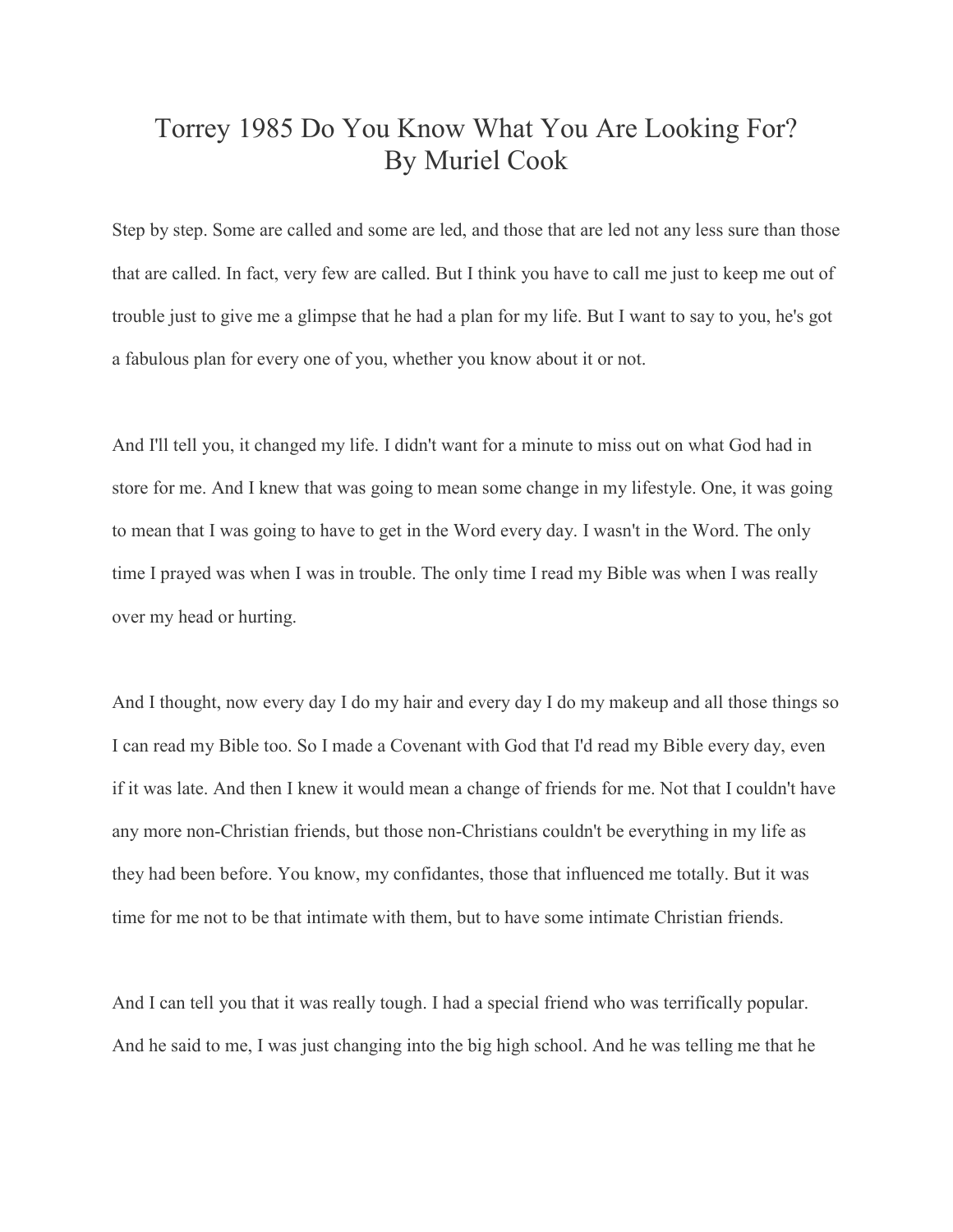# Torrey 1985 Do You Know What You Are Looking For?
# By Muriel Cook

Step by step. Some are called and some are led, and those that are led not any less sure than those that are called. In fact, very few are called. But I think you have to call me just to keep me out of trouble just to give me a glimpse that he had a plan for my life. But I want to say to you, he's got a fabulous plan for every one of you, whether you know about it or not.

And I'll tell you, it changed my life. I didn't want for a minute to miss out on what God had in store for me. And I knew that was going to mean some change in my lifestyle. One, it was going to mean that I was going to have to get in the Word every day. I wasn't in the Word. The only time I prayed was when I was in trouble. The only time I read my Bible was when I was really over my head or hurting.

And I thought, now every day I do my hair and every day I do my makeup and all those things so I can read my Bible too. So I made a Covenant with God that I'd read my Bible every day, even if it was late. And then I knew it would mean a change of friends for me. Not that I couldn't have any more non-Christian friends, but those non-Christians couldn't be everything in my life as they had been before. You know, my confidantes, those that influenced me totally. But it was time for me not to be that intimate with them, but to have some intimate Christian friends.

And I can tell you that it was really tough. I had a special friend who was terrifically popular. And he said to me, I was just changing into the big high school. And he was telling me that he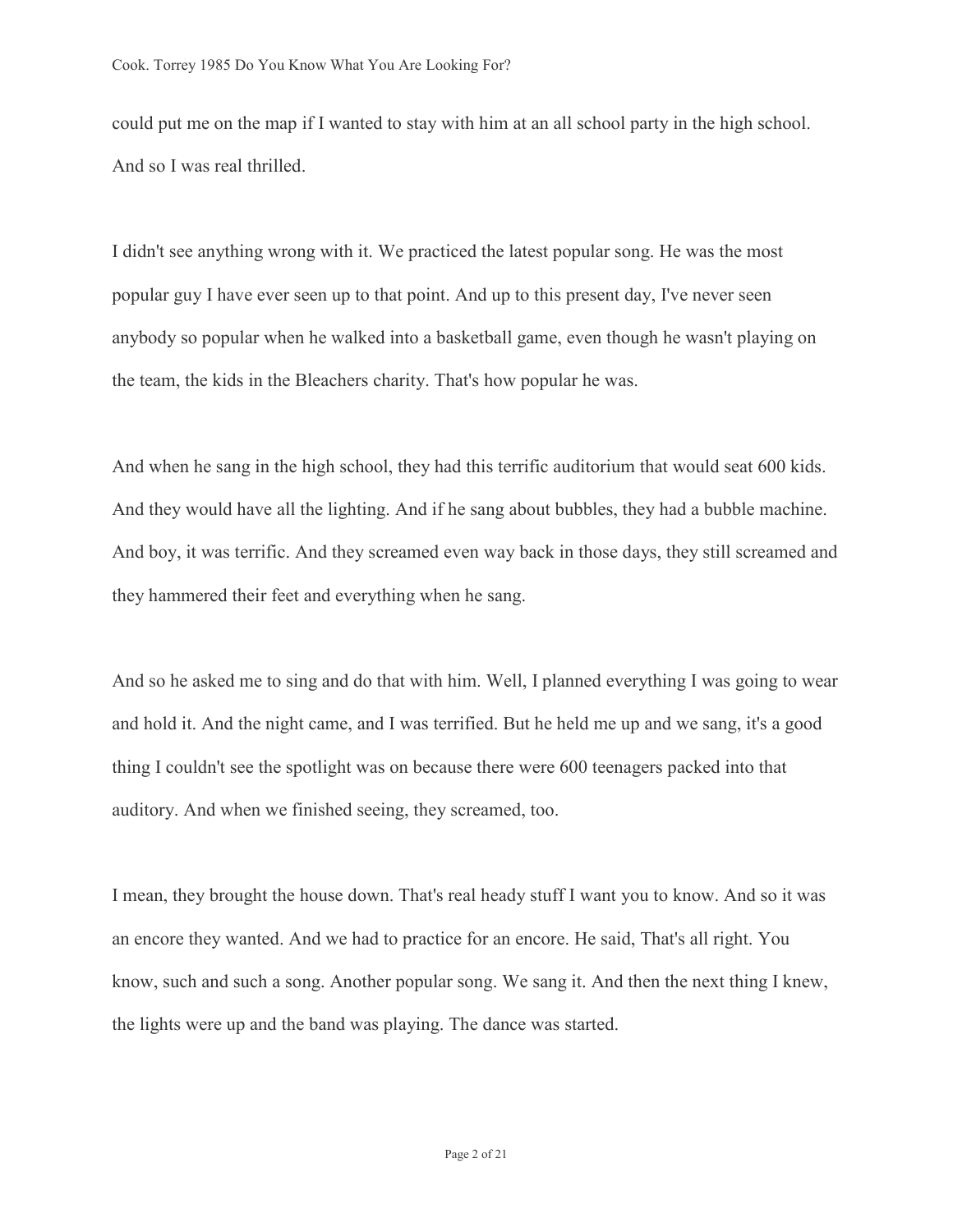could put me on the map if I wanted to stay with him at an all school party in the high school. And so I was real thrilled.

I didn't see anything wrong with it. We practiced the latest popular song. He was the most popular guy I have ever seen up to that point. And up to this present day, I've never seen anybody so popular when he walked into a basketball game, even though he wasn't playing on the team, the kids in the Bleachers charity. That's how popular he was.

And when he sang in the high school, they had this terrific auditorium that would seat 600 kids. And they would have all the lighting. And if he sang about bubbles, they had a bubble machine. And boy, it was terrific. And they screamed even way back in those days, they still screamed and they hammered their feet and everything when he sang.

And so he asked me to sing and do that with him. Well, I planned everything I was going to wear and hold it. And the night came, and I was terrified. But he held me up and we sang, it's a good thing I couldn't see the spotlight was on because there were 600 teenagers packed into that auditory. And when we finished seeing, they screamed, too.

I mean, they brought the house down. That's real heady stuff I want you to know. And so it was an encore they wanted. And we had to practice for an encore. He said, That's all right. You know, such and such a song. Another popular song. We sang it. And then the next thing I knew, the lights were up and the band was playing. The dance was started.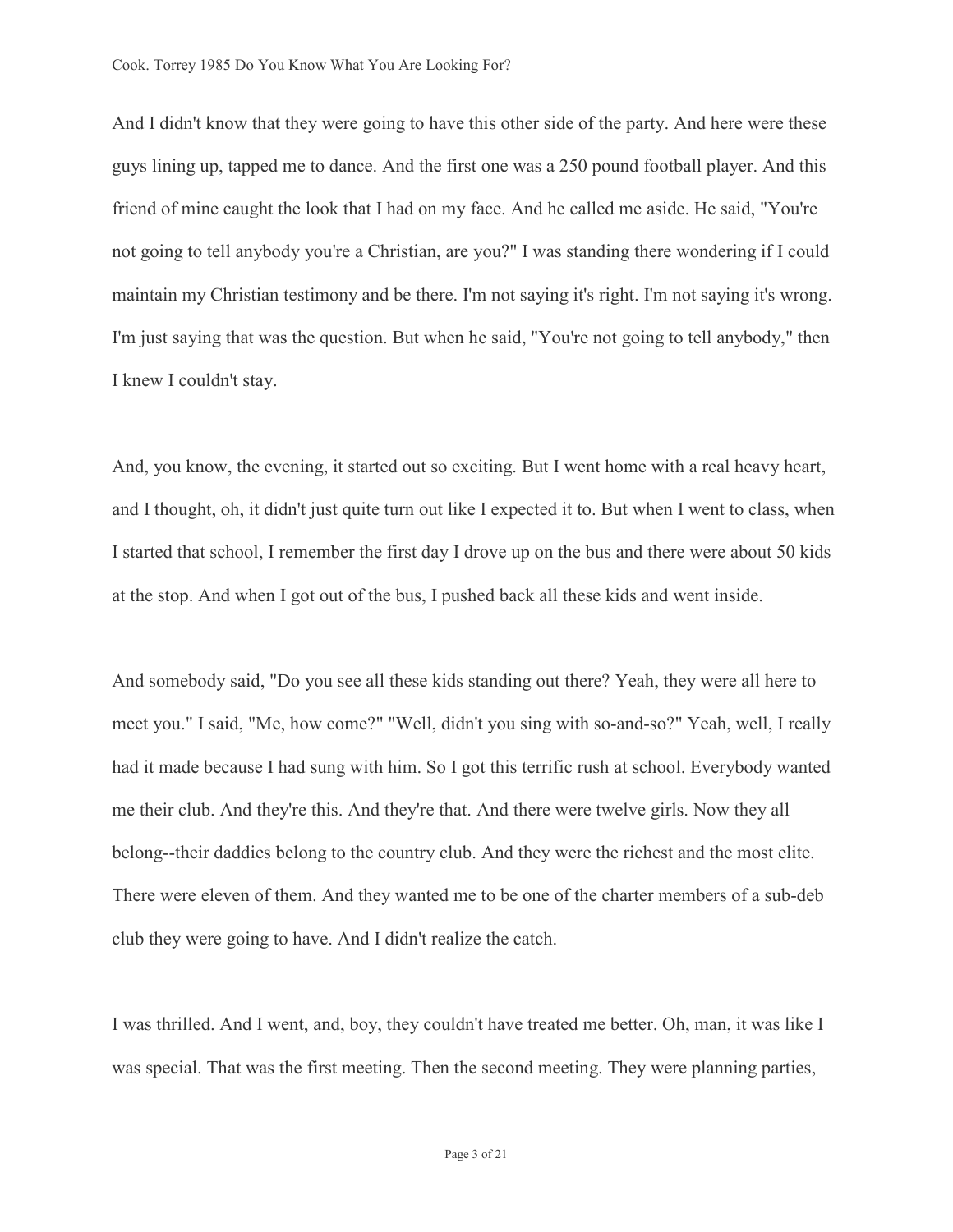And I didn't know that they were going to have this other side of the party. And here were these guys lining up, tapped me to dance. And the first one was a 250 pound football player. And this friend of mine caught the look that I had on my face. And he called me aside. He said, "You're not going to tell anybody you're a Christian, are you?" I was standing there wondering if I could maintain my Christian testimony and be there. I'm not saying it's right. I'm not saying it's wrong. I'm just saying that was the question. But when he said, "You're not going to tell anybody," then I knew I couldn't stay.

And, you know, the evening, it started out so exciting. But I went home with a real heavy heart, and I thought, oh, it didn't just quite turn out like I expected it to. But when I went to class, when I started that school, I remember the first day I drove up on the bus and there were about 50 kids at the stop. And when I got out of the bus, I pushed back all these kids and went inside.

And somebody said, "Do you see all these kids standing out there? Yeah, they were all here to meet you." I said, "Me, how come?" "Well, didn't you sing with so-and-so?" Yeah, well, I really had it made because I had sung with him. So I got this terrific rush at school. Everybody wanted me their club. And they're this. And they're that. And there were twelve girls. Now they all belong--their daddies belong to the country club. And they were the richest and the most elite. There were eleven of them. And they wanted me to be one of the charter members of a sub-deb club they were going to have. And I didn't realize the catch.

I was thrilled. And I went, and, boy, they couldn't have treated me better. Oh, man, it was like I was special. That was the first meeting. Then the second meeting. They were planning parties,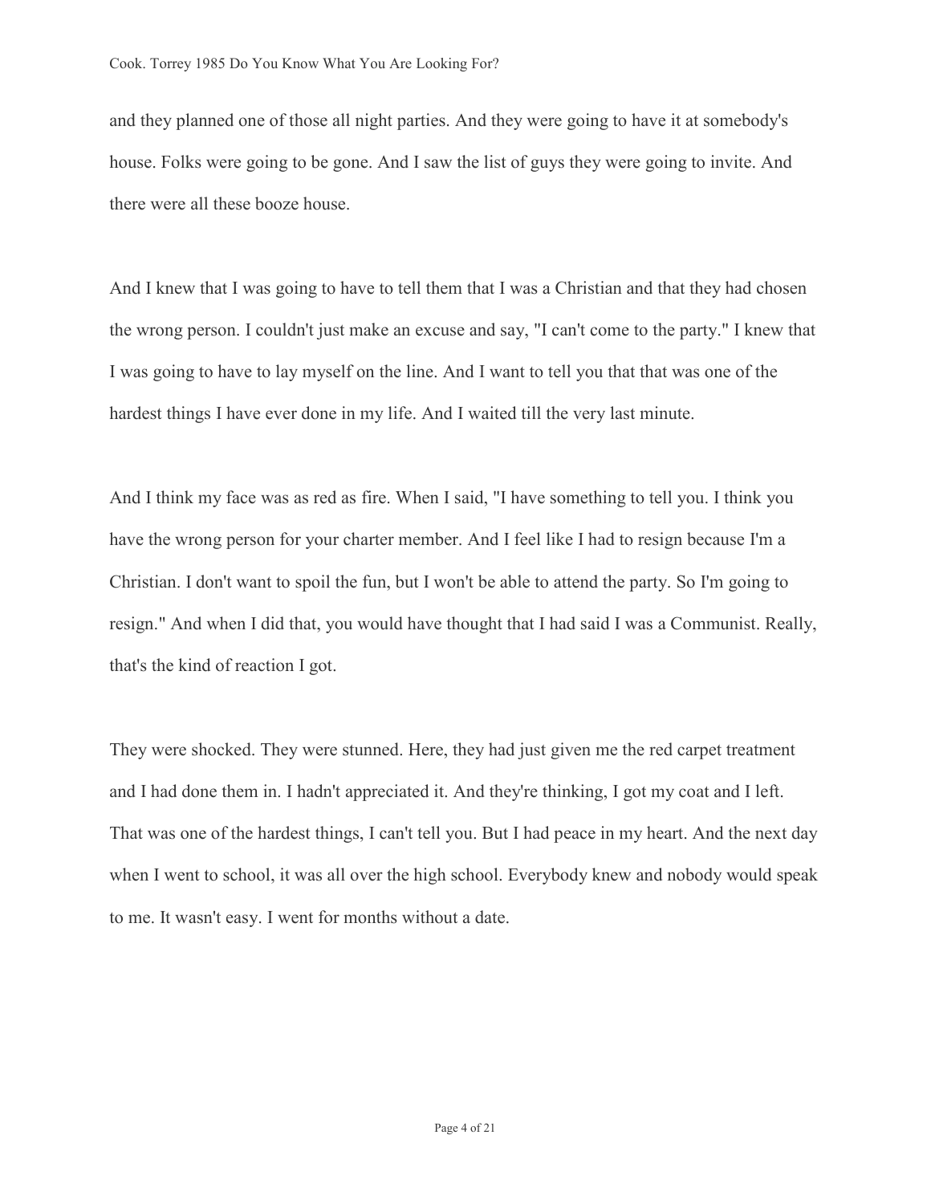and they planned one of those all night parties. And they were going to have it at somebody's house. Folks were going to be gone. And I saw the list of guys they were going to invite. And there were all these booze house.

And I knew that I was going to have to tell them that I was a Christian and that they had chosen the wrong person. I couldn't just make an excuse and say, "I can't come to the party." I knew that I was going to have to lay myself on the line. And I want to tell you that that was one of the hardest things I have ever done in my life. And I waited till the very last minute.

And I think my face was as red as fire. When I said, "I have something to tell you. I think you have the wrong person for your charter member. And I feel like I had to resign because I'm a Christian. I don't want to spoil the fun, but I won't be able to attend the party. So I'm going to resign." And when I did that, you would have thought that I had said I was a Communist. Really, that's the kind of reaction I got.

They were shocked. They were stunned. Here, they had just given me the red carpet treatment and I had done them in. I hadn't appreciated it. And they're thinking, I got my coat and I left. That was one of the hardest things, I can't tell you. But I had peace in my heart. And the next day when I went to school, it was all over the high school. Everybody knew and nobody would speak to me. It wasn't easy. I went for months without a date.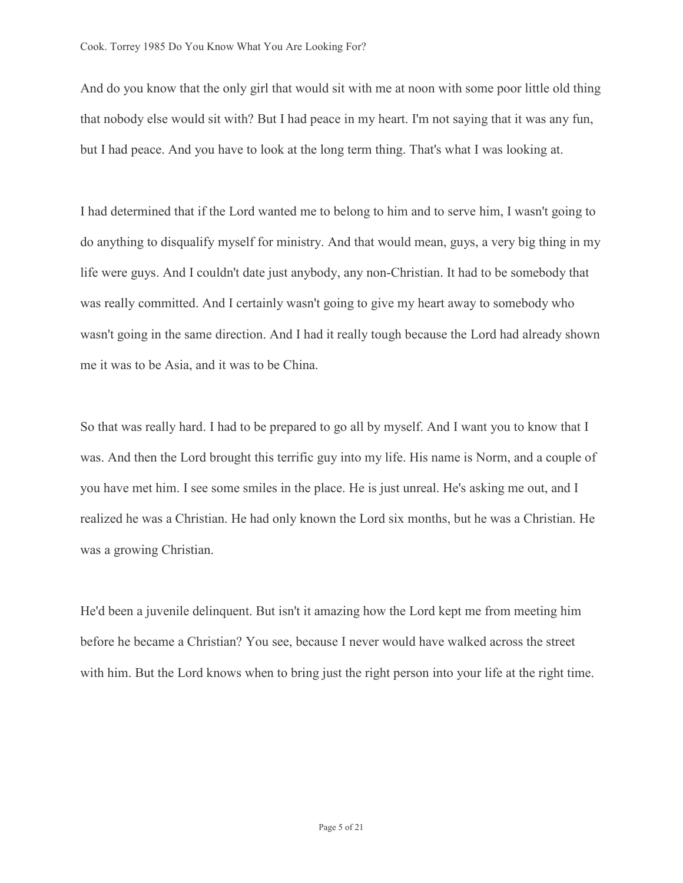And do you know that the only girl that would sit with me at noon with some poor little old thing that nobody else would sit with? But I had peace in my heart. I'm not saying that it was any fun, but I had peace. And you have to look at the long term thing. That's what I was looking at.

I had determined that if the Lord wanted me to belong to him and to serve him, I wasn't going to do anything to disqualify myself for ministry. And that would mean, guys, a very big thing in my life were guys. And I couldn't date just anybody, any non-Christian. It had to be somebody that was really committed. And I certainly wasn't going to give my heart away to somebody who wasn't going in the same direction. And I had it really tough because the Lord had already shown me it was to be Asia, and it was to be China.

So that was really hard. I had to be prepared to go all by myself. And I want you to know that I was. And then the Lord brought this terrific guy into my life. His name is Norm, and a couple of you have met him. I see some smiles in the place. He is just unreal. He's asking me out, and I realized he was a Christian. He had only known the Lord six months, but he was a Christian. He was a growing Christian.

He'd been a juvenile delinquent. But isn't it amazing how the Lord kept me from meeting him before he became a Christian? You see, because I never would have walked across the street with him. But the Lord knows when to bring just the right person into your life at the right time.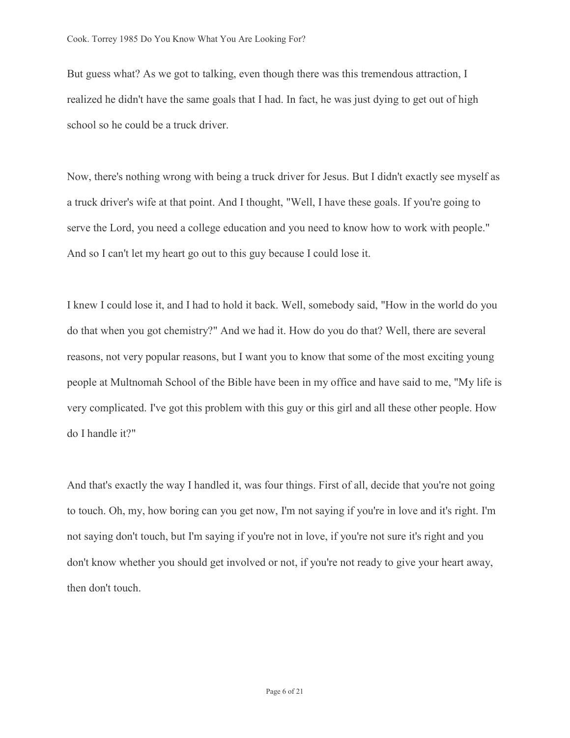But guess what? As we got to talking, even though there was this tremendous attraction, I realized he didn't have the same goals that I had. In fact, he was just dying to get out of high school so he could be a truck driver.

Now, there's nothing wrong with being a truck driver for Jesus. But I didn't exactly see myself as a truck driver's wife at that point. And I thought, "Well, I have these goals. If you're going to serve the Lord, you need a college education and you need to know how to work with people." And so I can't let my heart go out to this guy because I could lose it.

I knew I could lose it, and I had to hold it back. Well, somebody said, "How in the world do you do that when you got chemistry?" And we had it. How do you do that? Well, there are several reasons, not very popular reasons, but I want you to know that some of the most exciting young people at Multnomah School of the Bible have been in my office and have said to me, "My life is very complicated. I've got this problem with this guy or this girl and all these other people. How do I handle it?"

And that's exactly the way I handled it, was four things. First of all, decide that you're not going to touch. Oh, my, how boring can you get now, I'm not saying if you're in love and it's right. I'm not saying don't touch, but I'm saying if you're not in love, if you're not sure it's right and you don't know whether you should get involved or not, if you're not ready to give your heart away, then don't touch.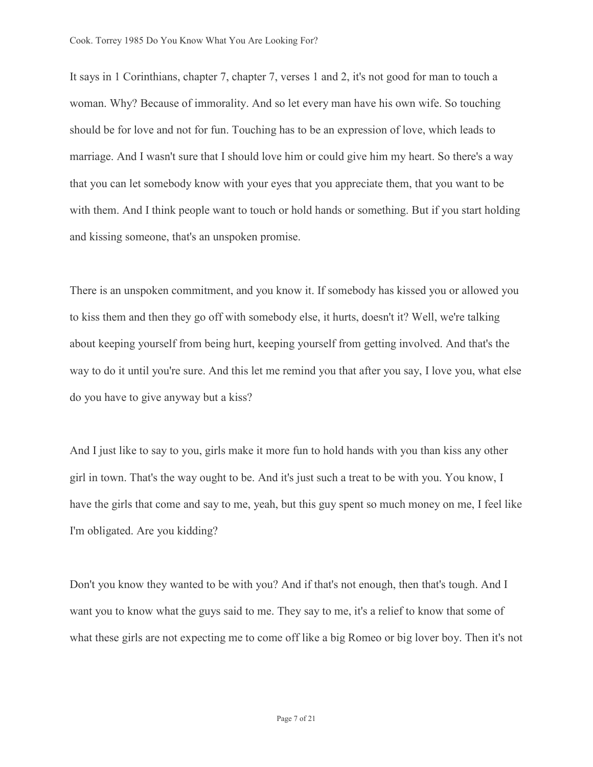It says in 1 Corinthians, chapter 7, chapter 7, verses 1 and 2, it's not good for man to touch a woman. Why? Because of immorality. And so let every man have his own wife. So touching should be for love and not for fun. Touching has to be an expression of love, which leads to marriage. And I wasn't sure that I should love him or could give him my heart. So there's a way that you can let somebody know with your eyes that you appreciate them, that you want to be with them. And I think people want to touch or hold hands or something. But if you start holding and kissing someone, that's an unspoken promise.

There is an unspoken commitment, and you know it. If somebody has kissed you or allowed you to kiss them and then they go off with somebody else, it hurts, doesn't it? Well, we're talking about keeping yourself from being hurt, keeping yourself from getting involved. And that's the way to do it until you're sure. And this let me remind you that after you say, I love you, what else do you have to give anyway but a kiss?

And I just like to say to you, girls make it more fun to hold hands with you than kiss any other girl in town. That's the way ought to be. And it's just such a treat to be with you. You know, I have the girls that come and say to me, yeah, but this guy spent so much money on me, I feel like I'm obligated. Are you kidding?

Don't you know they wanted to be with you? And if that's not enough, then that's tough. And I want you to know what the guys said to me. They say to me, it's a relief to know that some of what these girls are not expecting me to come off like a big Romeo or big lover boy. Then it's not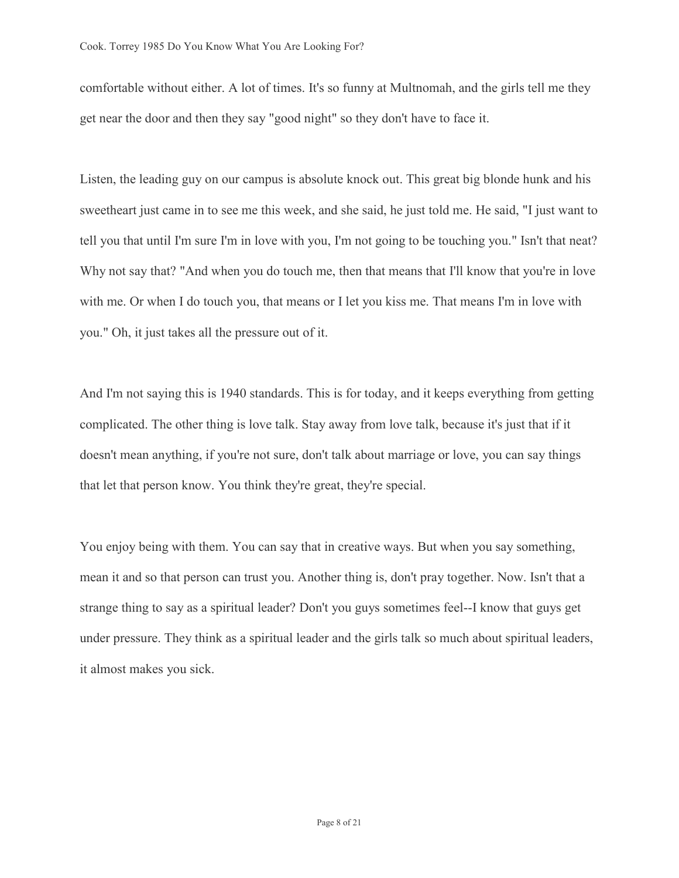comfortable without either. A lot of times. It's so funny at Multnomah, and the girls tell me they get near the door and then they say "good night" so they don't have to face it.

Listen, the leading guy on our campus is absolute knock out. This great big blonde hunk and his sweetheart just came in to see me this week, and she said, he just told me. He said, "I just want to tell you that until I'm sure I'm in love with you, I'm not going to be touching you." Isn't that neat? Why not say that? "And when you do touch me, then that means that I'll know that you're in love with me. Or when I do touch you, that means or I let you kiss me. That means I'm in love with you." Oh, it just takes all the pressure out of it.

And I'm not saying this is 1940 standards. This is for today, and it keeps everything from getting complicated. The other thing is love talk. Stay away from love talk, because it's just that if it doesn't mean anything, if you're not sure, don't talk about marriage or love, you can say things that let that person know. You think they're great, they're special.

You enjoy being with them. You can say that in creative ways. But when you say something, mean it and so that person can trust you. Another thing is, don't pray together. Now. Isn't that a strange thing to say as a spiritual leader? Don't you guys sometimes feel--I know that guys get under pressure. They think as a spiritual leader and the girls talk so much about spiritual leaders, it almost makes you sick.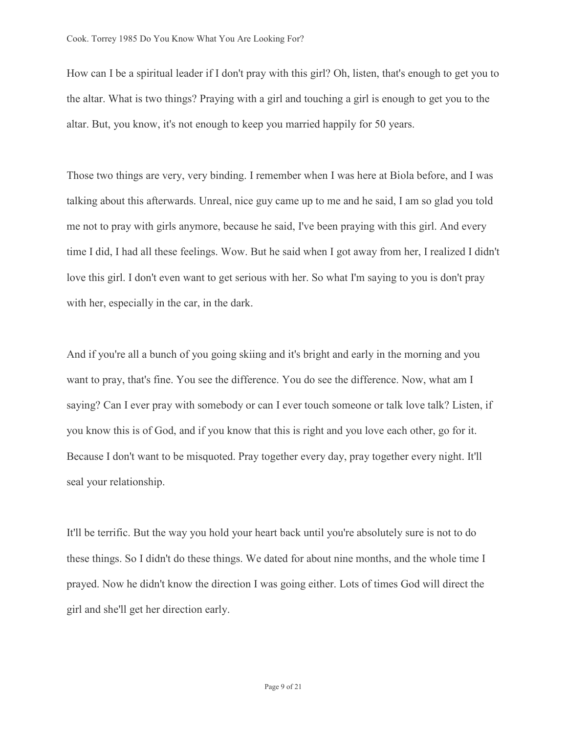How can I be a spiritual leader if I don't pray with this girl? Oh, listen, that's enough to get you to the altar. What is two things? Praying with a girl and touching a girl is enough to get you to the altar. But, you know, it's not enough to keep you married happily for 50 years.

Those two things are very, very binding. I remember when I was here at Biola before, and I was talking about this afterwards. Unreal, nice guy came up to me and he said, I am so glad you told me not to pray with girls anymore, because he said, I've been praying with this girl. And every time I did, I had all these feelings. Wow. But he said when I got away from her, I realized I didn't love this girl. I don't even want to get serious with her. So what I'm saying to you is don't pray with her, especially in the car, in the dark.

And if you're all a bunch of you going skiing and it's bright and early in the morning and you want to pray, that's fine. You see the difference. You do see the difference. Now, what am I saying? Can I ever pray with somebody or can I ever touch someone or talk love talk? Listen, if you know this is of God, and if you know that this is right and you love each other, go for it. Because I don't want to be misquoted. Pray together every day, pray together every night. It'll seal your relationship.

It'll be terrific. But the way you hold your heart back until you're absolutely sure is not to do these things. So I didn't do these things. We dated for about nine months, and the whole time I prayed. Now he didn't know the direction I was going either. Lots of times God will direct the girl and she'll get her direction early.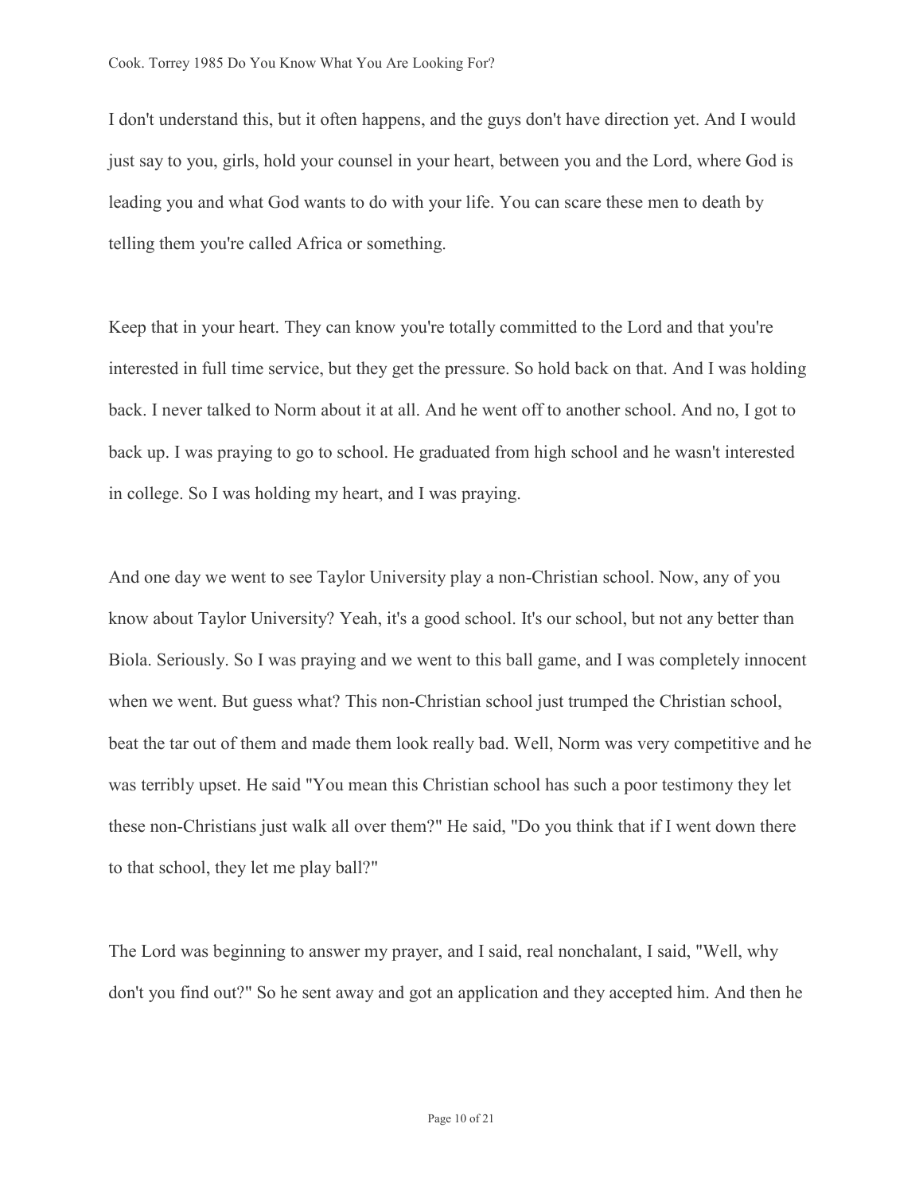I don't understand this, but it often happens, and the guys don't have direction yet. And I would just say to you, girls, hold your counsel in your heart, between you and the Lord, where God is leading you and what God wants to do with your life. You can scare these men to death by telling them you're called Africa or something.

Keep that in your heart. They can know you're totally committed to the Lord and that you're interested in full time service, but they get the pressure. So hold back on that. And I was holding back. I never talked to Norm about it at all. And he went off to another school. And no, I got to back up. I was praying to go to school. He graduated from high school and he wasn't interested in college. So I was holding my heart, and I was praying.

And one day we went to see Taylor University play a non-Christian school. Now, any of you know about Taylor University? Yeah, it's a good school. It's our school, but not any better than Biola. Seriously. So I was praying and we went to this ball game, and I was completely innocent when we went. But guess what? This non-Christian school just trumped the Christian school, beat the tar out of them and made them look really bad. Well, Norm was very competitive and he was terribly upset. He said "You mean this Christian school has such a poor testimony they let these non-Christians just walk all over them?" He said, "Do you think that if I went down there to that school, they let me play ball?"

The Lord was beginning to answer my prayer, and I said, real nonchalant, I said, "Well, why don't you find out?" So he sent away and got an application and they accepted him. And then he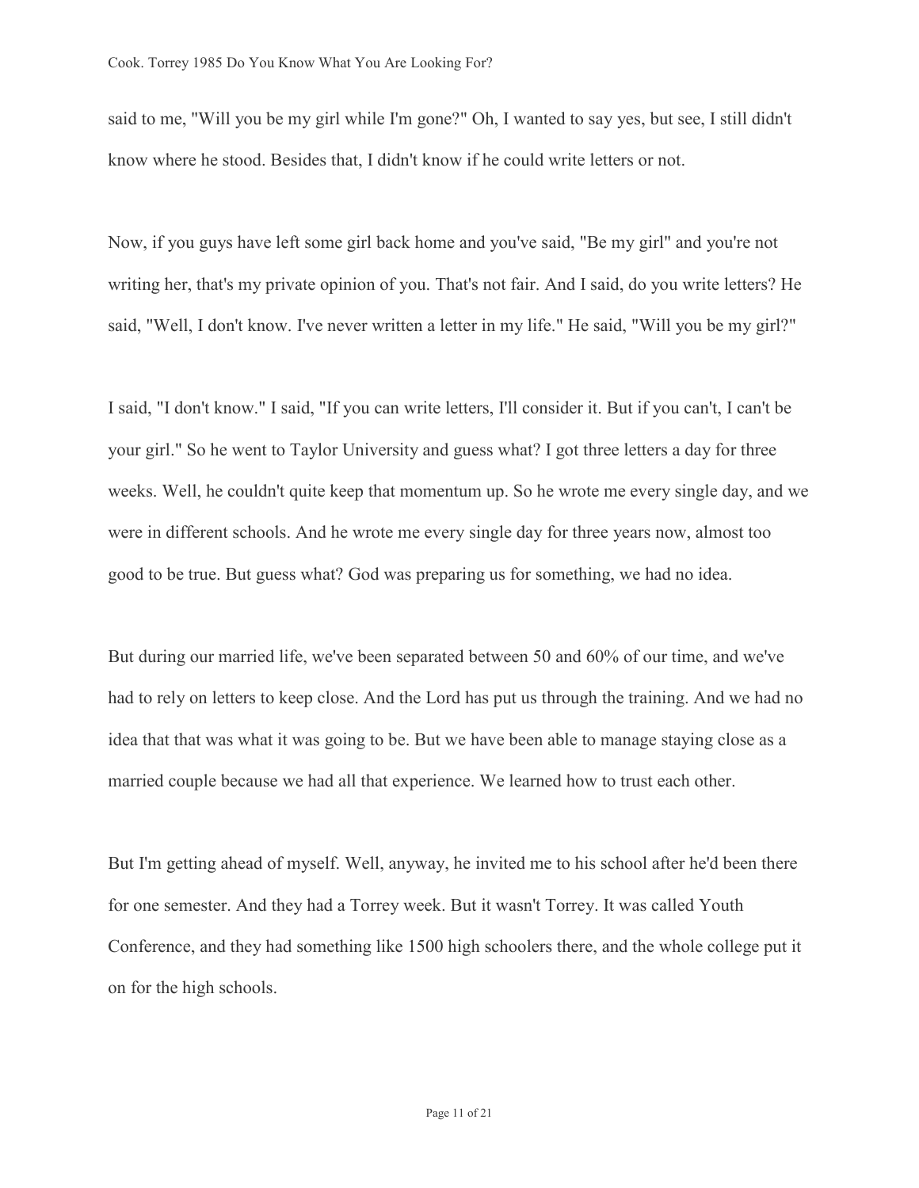said to me, "Will you be my girl while I'm gone?" Oh, I wanted to say yes, but see, I still didn't know where he stood. Besides that, I didn't know if he could write letters or not.

Now, if you guys have left some girl back home and you've said, "Be my girl" and you're not writing her, that's my private opinion of you. That's not fair. And I said, do you write letters? He said, "Well, I don't know. I've never written a letter in my life." He said, "Will you be my girl?"

I said, "I don't know." I said, "If you can write letters, I'll consider it. But if you can't, I can't be your girl." So he went to Taylor University and guess what? I got three letters a day for three weeks. Well, he couldn't quite keep that momentum up. So he wrote me every single day, and we were in different schools. And he wrote me every single day for three years now, almost too good to be true. But guess what? God was preparing us for something, we had no idea.

But during our married life, we've been separated between 50 and 60% of our time, and we've had to rely on letters to keep close. And the Lord has put us through the training. And we had no idea that that was what it was going to be. But we have been able to manage staying close as a married couple because we had all that experience. We learned how to trust each other.

But I'm getting ahead of myself. Well, anyway, he invited me to his school after he'd been there for one semester. And they had a Torrey week. But it wasn't Torrey. It was called Youth Conference, and they had something like 1500 high schoolers there, and the whole college put it on for the high schools.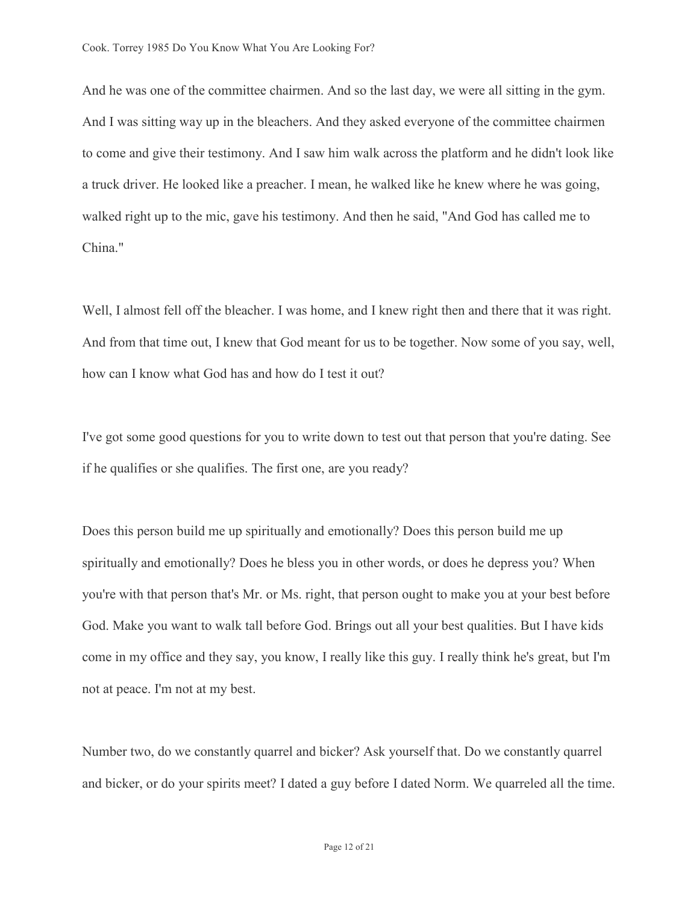And he was one of the committee chairmen. And so the last day, we were all sitting in the gym. And I was sitting way up in the bleachers. And they asked everyone of the committee chairmen to come and give their testimony. And I saw him walk across the platform and he didn't look like a truck driver. He looked like a preacher. I mean, he walked like he knew where he was going, walked right up to the mic, gave his testimony. And then he said, "And God has called me to China."

Well, I almost fell off the bleacher. I was home, and I knew right then and there that it was right. And from that time out, I knew that God meant for us to be together. Now some of you say, well, how can I know what God has and how do I test it out?

I've got some good questions for you to write down to test out that person that you're dating. See if he qualifies or she qualifies. The first one, are you ready?

Does this person build me up spiritually and emotionally? Does this person build me up spiritually and emotionally? Does he bless you in other words, or does he depress you? When you're with that person that's Mr. or Ms. right, that person ought to make you at your best before God. Make you want to walk tall before God. Brings out all your best qualities. But I have kids come in my office and they say, you know, I really like this guy. I really think he's great, but I'm not at peace. I'm not at my best.

Number two, do we constantly quarrel and bicker? Ask yourself that. Do we constantly quarrel and bicker, or do your spirits meet? I dated a guy before I dated Norm. We quarreled all the time.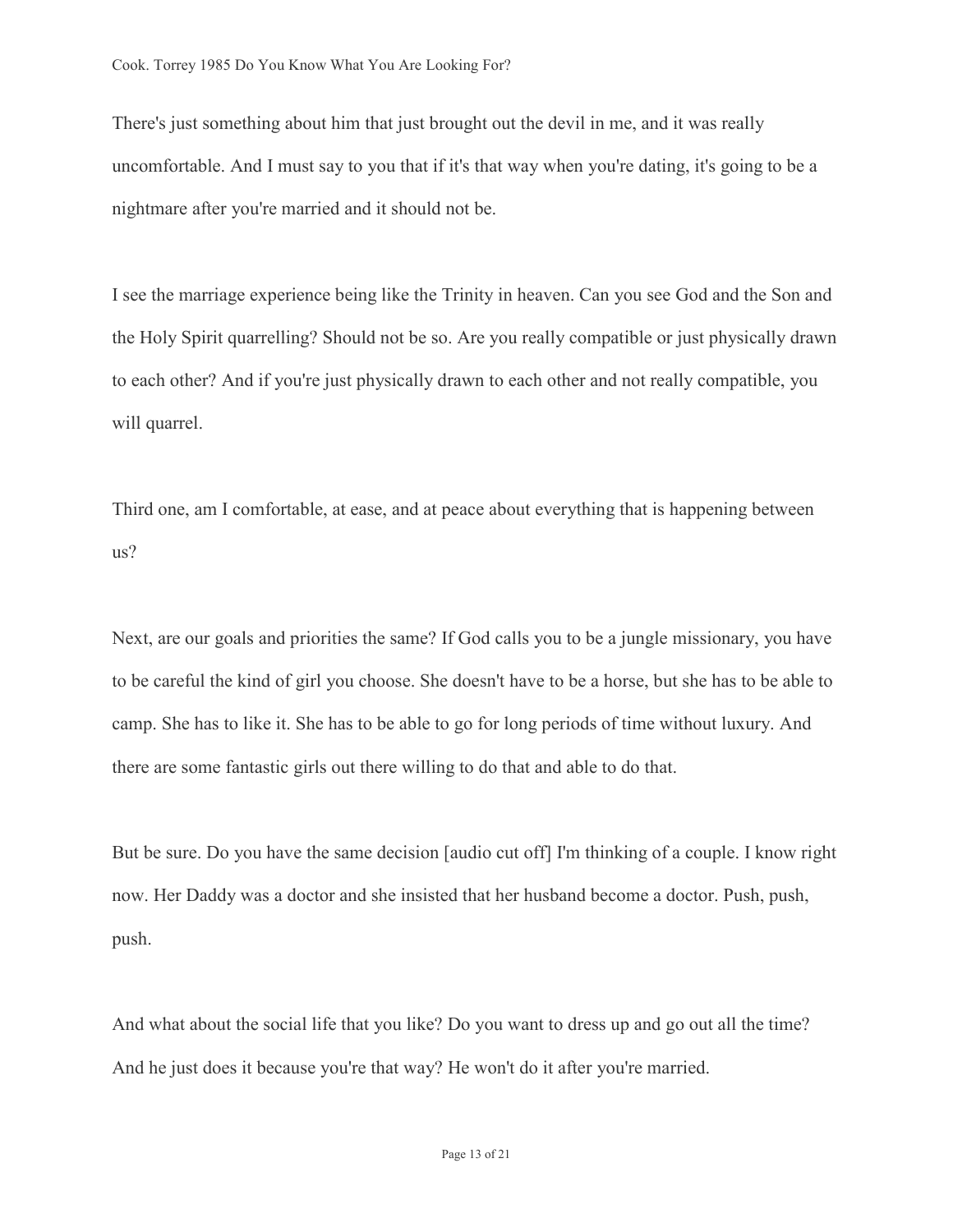There's just something about him that just brought out the devil in me, and it was really uncomfortable. And I must say to you that if it's that way when you're dating, it's going to be a nightmare after you're married and it should not be.

I see the marriage experience being like the Trinity in heaven. Can you see God and the Son and the Holy Spirit quarrelling? Should not be so. Are you really compatible or just physically drawn to each other? And if you're just physically drawn to each other and not really compatible, you will quarrel.

Third one, am I comfortable, at ease, and at peace about everything that is happening between us?

Next, are our goals and priorities the same? If God calls you to be a jungle missionary, you have to be careful the kind of girl you choose. She doesn't have to be a horse, but she has to be able to camp. She has to like it. She has to be able to go for long periods of time without luxury. And there are some fantastic girls out there willing to do that and able to do that.

But be sure. Do you have the same decision [audio cut off] I'm thinking of a couple. I know right now. Her Daddy was a doctor and she insisted that her husband become a doctor. Push, push, push.

And what about the social life that you like? Do you want to dress up and go out all the time? And he just does it because you're that way? He won't do it after you're married.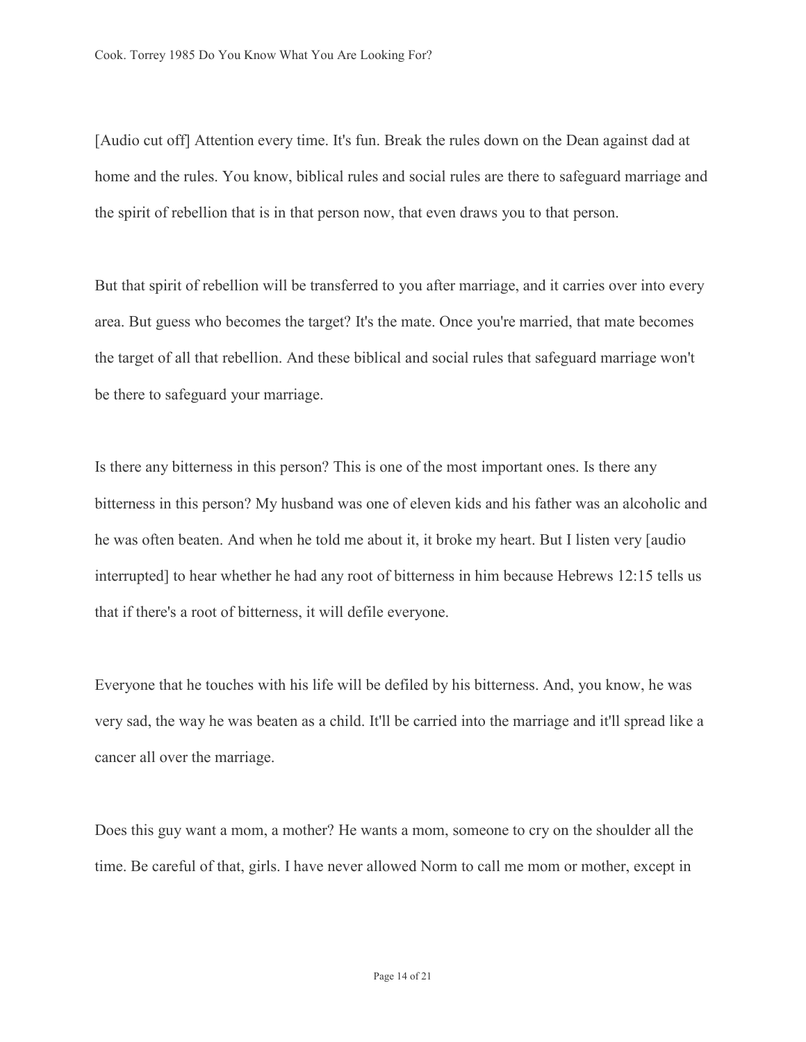[Audio cut off] Attention every time. It's fun. Break the rules down on the Dean against dad at home and the rules. You know, biblical rules and social rules are there to safeguard marriage and the spirit of rebellion that is in that person now, that even draws you to that person.

But that spirit of rebellion will be transferred to you after marriage, and it carries over into every area. But guess who becomes the target? It's the mate. Once you're married, that mate becomes the target of all that rebellion. And these biblical and social rules that safeguard marriage won't be there to safeguard your marriage.

Is there any bitterness in this person? This is one of the most important ones. Is there any bitterness in this person? My husband was one of eleven kids and his father was an alcoholic and he was often beaten. And when he told me about it, it broke my heart. But I listen very [audio interrupted] to hear whether he had any root of bitterness in him because Hebrews 12:15 tells us that if there's a root of bitterness, it will defile everyone.

Everyone that he touches with his life will be defiled by his bitterness. And, you know, he was very sad, the way he was beaten as a child. It'll be carried into the marriage and it'll spread like a cancer all over the marriage.

Does this guy want a mom, a mother? He wants a mom, someone to cry on the shoulder all the time. Be careful of that, girls. I have never allowed Norm to call me mom or mother, except in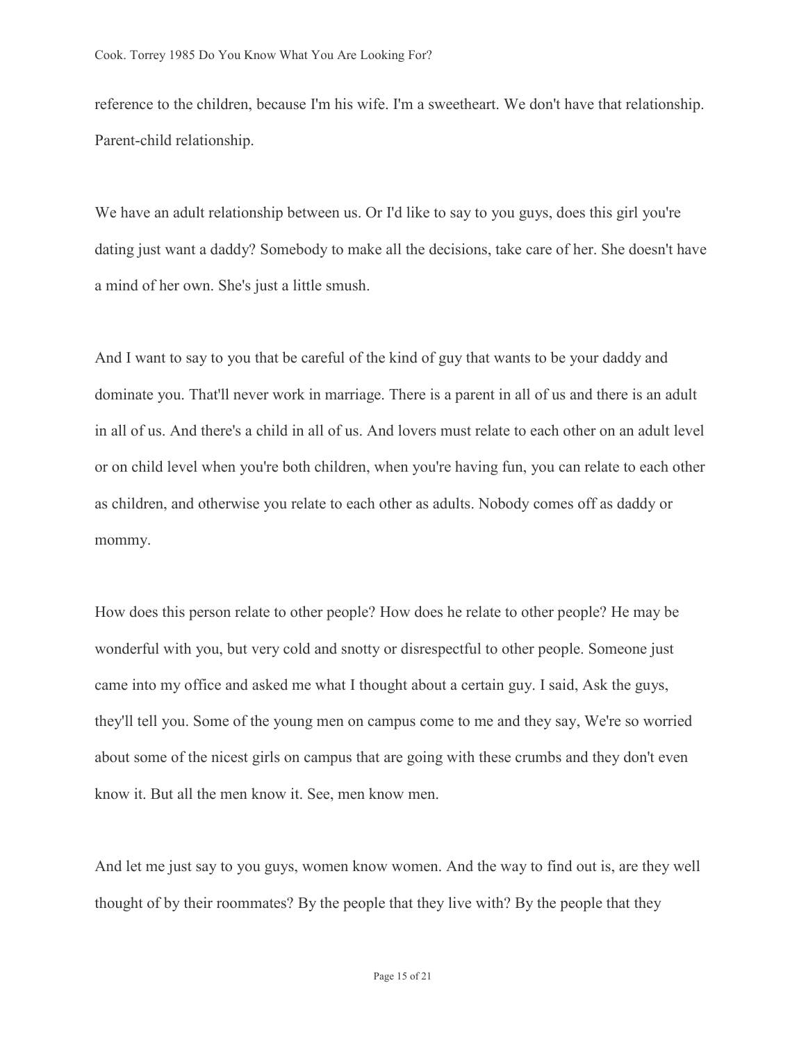reference to the children, because I'm his wife. I'm a sweetheart. We don't have that relationship. Parent-child relationship.

We have an adult relationship between us. Or I'd like to say to you guys, does this girl you're dating just want a daddy? Somebody to make all the decisions, take care of her. She doesn't have a mind of her own. She's just a little smush.

And I want to say to you that be careful of the kind of guy that wants to be your daddy and dominate you. That'll never work in marriage. There is a parent in all of us and there is an adult in all of us. And there's a child in all of us. And lovers must relate to each other on an adult level or on child level when you're both children, when you're having fun, you can relate to each other as children, and otherwise you relate to each other as adults. Nobody comes off as daddy or mommy.

How does this person relate to other people? How does he relate to other people? He may be wonderful with you, but very cold and snotty or disrespectful to other people. Someone just came into my office and asked me what I thought about a certain guy. I said, Ask the guys, they'll tell you. Some of the young men on campus come to me and they say, We're so worried about some of the nicest girls on campus that are going with these crumbs and they don't even know it. But all the men know it. See, men know men.

And let me just say to you guys, women know women. And the way to find out is, are they well thought of by their roommates? By the people that they live with? By the people that they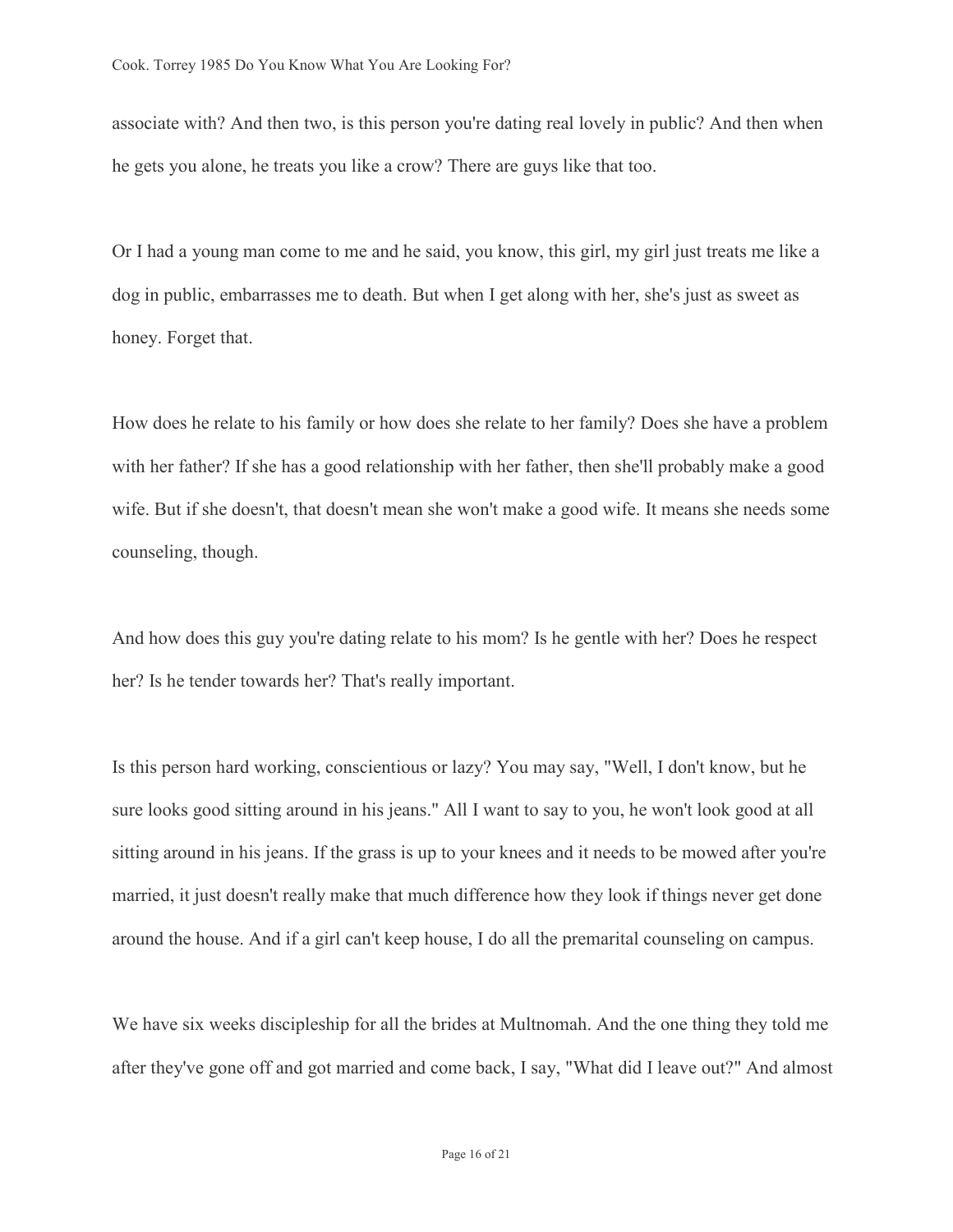associate with? And then two, is this person you're dating real lovely in public? And then when he gets you alone, he treats you like a crow? There are guys like that too.

Or I had a young man come to me and he said, you know, this girl, my girl just treats me like a dog in public, embarrasses me to death. But when I get along with her, she's just as sweet as honey. Forget that.

How does he relate to his family or how does she relate to her family? Does she have a problem with her father? If she has a good relationship with her father, then she'll probably make a good wife. But if she doesn't, that doesn't mean she won't make a good wife. It means she needs some counseling, though.

And how does this guy you're dating relate to his mom? Is he gentle with her? Does he respect her? Is he tender towards her? That's really important.

Is this person hard working, conscientious or lazy? You may say, "Well, I don't know, but he sure looks good sitting around in his jeans." All I want to say to you, he won't look good at all sitting around in his jeans. If the grass is up to your knees and it needs to be mowed after you're married, it just doesn't really make that much difference how they look if things never get done around the house. And if a girl can't keep house, I do all the premarital counseling on campus.

We have six weeks discipleship for all the brides at Multnomah. And the one thing they told me after they've gone off and got married and come back, I say, "What did I leave out?" And almost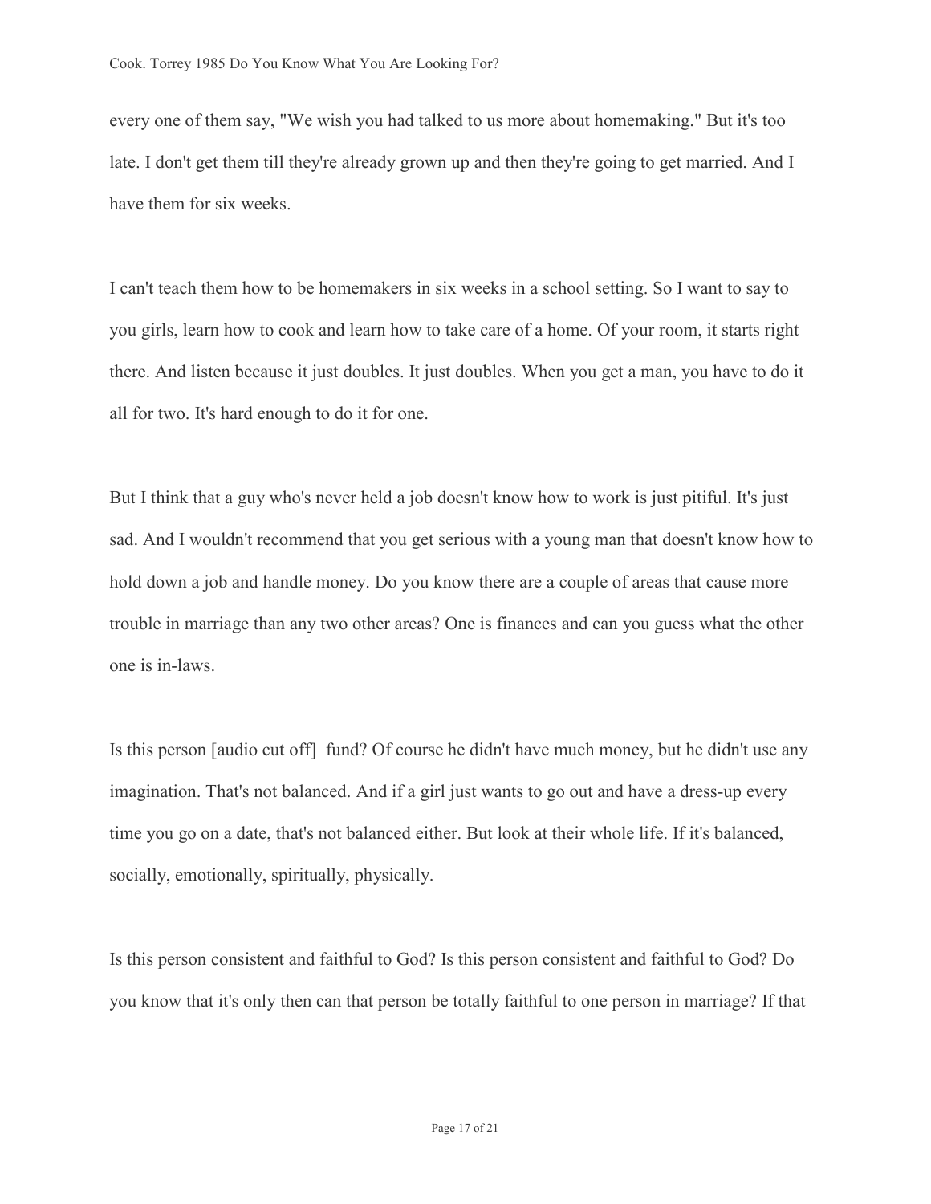every one of them say, "We wish you had talked to us more about homemaking." But it's too late. I don't get them till they're already grown up and then they're going to get married. And I have them for six weeks.

I can't teach them how to be homemakers in six weeks in a school setting. So I want to say to you girls, learn how to cook and learn how to take care of a home. Of your room, it starts right there. And listen because it just doubles. It just doubles. When you get a man, you have to do it all for two. It's hard enough to do it for one.

But I think that a guy who's never held a job doesn't know how to work is just pitiful. It's just sad. And I wouldn't recommend that you get serious with a young man that doesn't know how to hold down a job and handle money. Do you know there are a couple of areas that cause more trouble in marriage than any two other areas? One is finances and can you guess what the other one is in-laws.

Is this person [audio cut off]  fund? Of course he didn't have much money, but he didn't use any imagination. That's not balanced. And if a girl just wants to go out and have a dress-up every time you go on a date, that's not balanced either. But look at their whole life. If it's balanced, socially, emotionally, spiritually, physically.

Is this person consistent and faithful to God? Is this person consistent and faithful to God? Do you know that it's only then can that person be totally faithful to one person in marriage? If that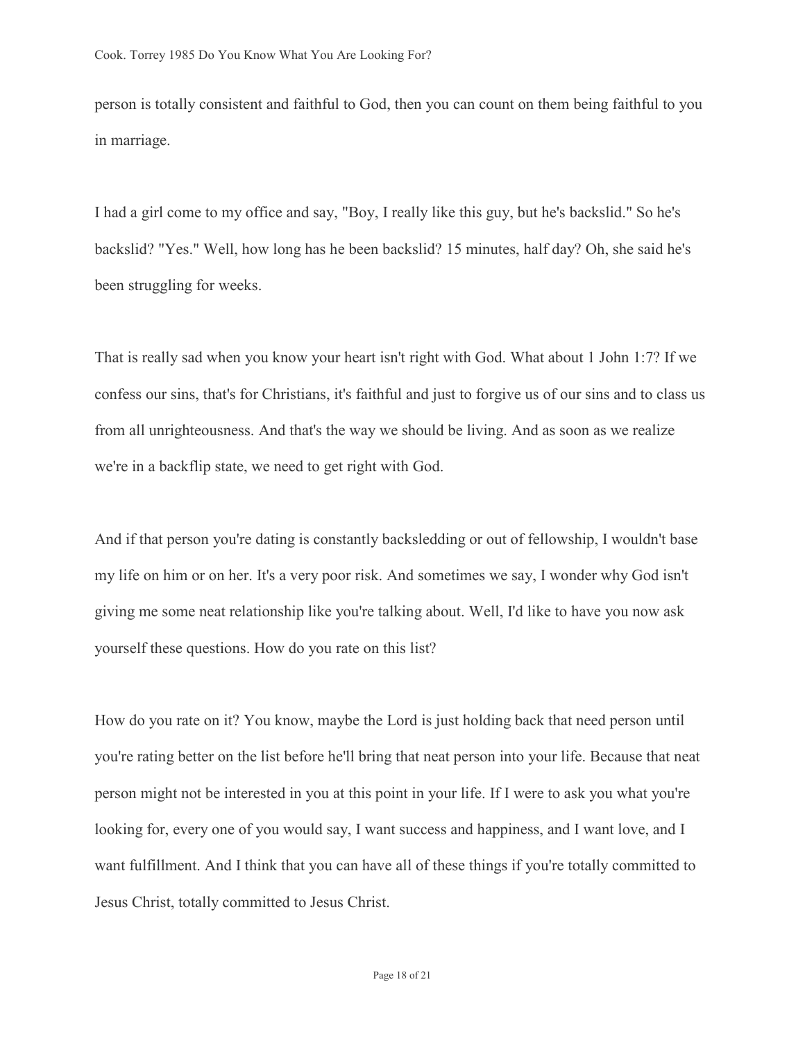person is totally consistent and faithful to God, then you can count on them being faithful to you in marriage.

I had a girl come to my office and say, "Boy, I really like this guy, but he's backslid." So he's backslid? "Yes." Well, how long has he been backslid? 15 minutes, half day? Oh, she said he's been struggling for weeks.

That is really sad when you know your heart isn't right with God. What about 1 John 1:7? If we confess our sins, that's for Christians, it's faithful and just to forgive us of our sins and to class us from all unrighteousness. And that's the way we should be living. And as soon as we realize we're in a backflip state, we need to get right with God.

And if that person you're dating is constantly backsledding or out of fellowship, I wouldn't base my life on him or on her. It's a very poor risk. And sometimes we say, I wonder why God isn't giving me some neat relationship like you're talking about. Well, I'd like to have you now ask yourself these questions. How do you rate on this list?

How do you rate on it? You know, maybe the Lord is just holding back that need person until you're rating better on the list before he'll bring that neat person into your life. Because that neat person might not be interested in you at this point in your life. If I were to ask you what you're looking for, every one of you would say, I want success and happiness, and I want love, and I want fulfillment. And I think that you can have all of these things if you're totally committed to Jesus Christ, totally committed to Jesus Christ.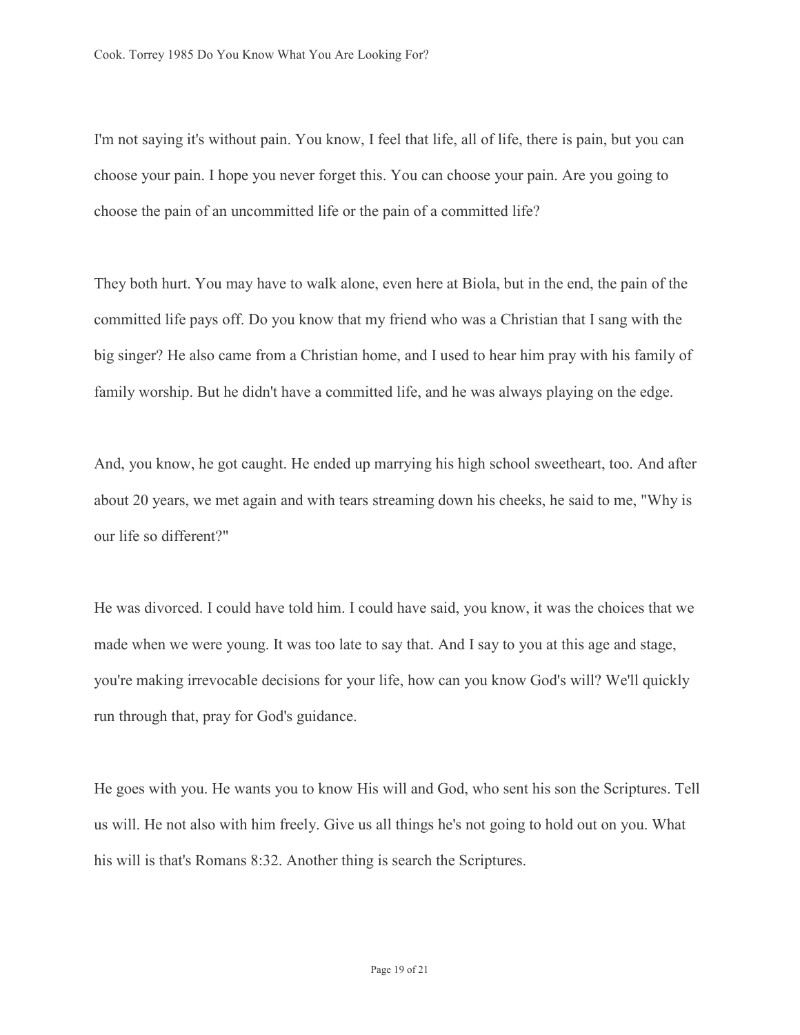I'm not saying it's without pain. You know, I feel that life, all of life, there is pain, but you can choose your pain. I hope you never forget this. You can choose your pain. Are you going to choose the pain of an uncommitted life or the pain of a committed life?

They both hurt. You may have to walk alone, even here at Biola, but in the end, the pain of the committed life pays off. Do you know that my friend who was a Christian that I sang with the big singer? He also came from a Christian home, and I used to hear him pray with his family of family worship. But he didn't have a committed life, and he was always playing on the edge.

And, you know, he got caught. He ended up marrying his high school sweetheart, too. And after about 20 years, we met again and with tears streaming down his cheeks, he said to me, "Why is our life so different?"

He was divorced. I could have told him. I could have said, you know, it was the choices that we made when we were young. It was too late to say that. And I say to you at this age and stage, you're making irrevocable decisions for your life, how can you know God's will? We'll quickly run through that, pray for God's guidance.

He goes with you. He wants you to know His will and God, who sent his son the Scriptures. Tell us will. He not also with him freely. Give us all things he's not going to hold out on you. What his will is that's Romans 8:32. Another thing is search the Scriptures.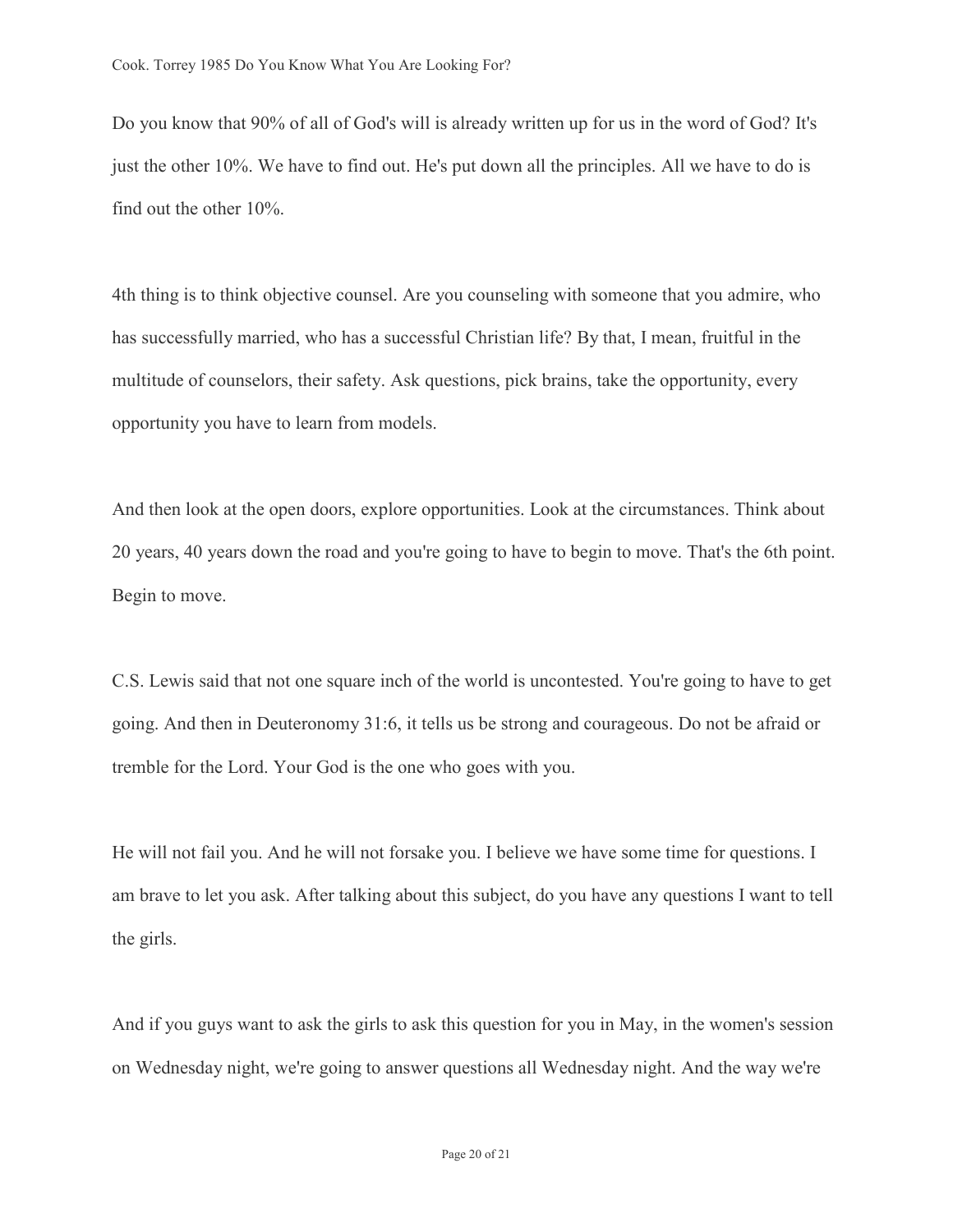Do you know that 90% of all of God's will is already written up for us in the word of God? It's just the other 10%. We have to find out. He's put down all the principles. All we have to do is find out the other 10%.

4th thing is to think objective counsel. Are you counseling with someone that you admire, who has successfully married, who has a successful Christian life? By that, I mean, fruitful in the multitude of counselors, their safety. Ask questions, pick brains, take the opportunity, every opportunity you have to learn from models.

And then look at the open doors, explore opportunities. Look at the circumstances. Think about 20 years, 40 years down the road and you're going to have to begin to move. That's the 6th point. Begin to move.

C.S. Lewis said that not one square inch of the world is uncontested. You're going to have to get going. And then in Deuteronomy 31:6, it tells us be strong and courageous. Do not be afraid or tremble for the Lord. Your God is the one who goes with you.

He will not fail you. And he will not forsake you. I believe we have some time for questions. I am brave to let you ask. After talking about this subject, do you have any questions I want to tell the girls.

And if you guys want to ask the girls to ask this question for you in May, in the women's session on Wednesday night, we're going to answer questions all Wednesday night. And the way we're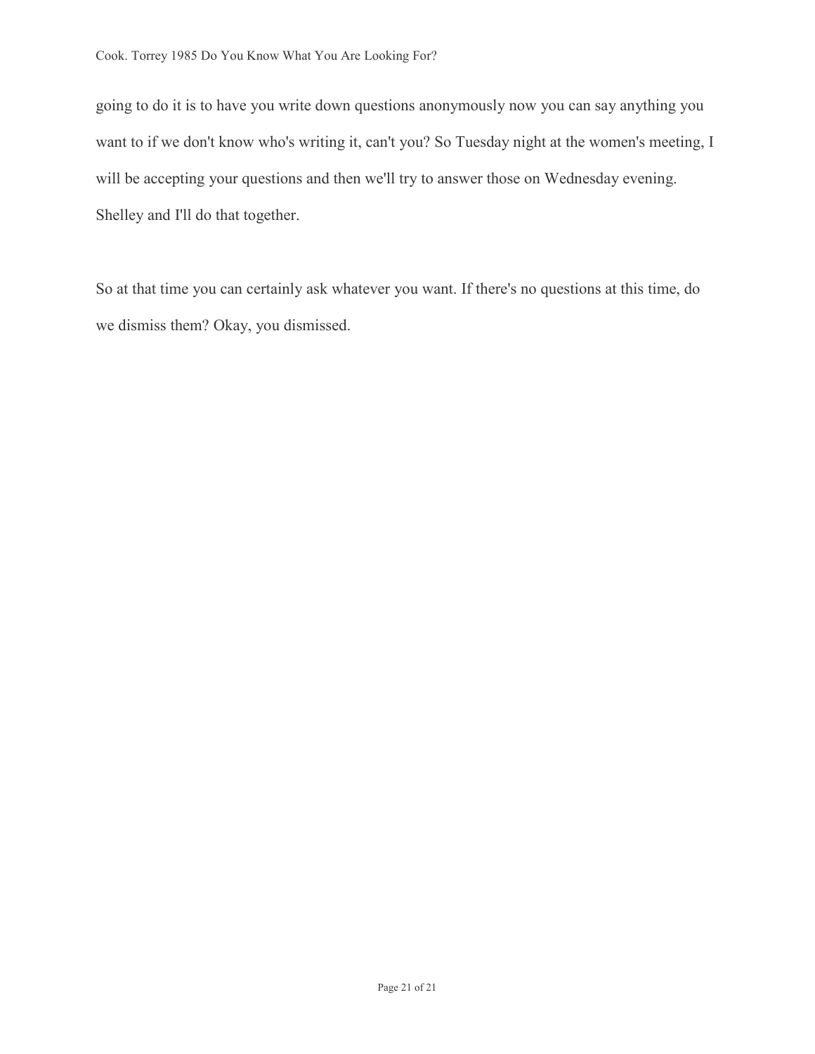going to do it is to have you write down questions anonymously now you can say anything you want to if we don't know who's writing it, can't you? So Tuesday night at the women's meeting, I will be accepting your questions and then we'll try to answer those on Wednesday evening. Shelley and I'll do that together.

So at that time you can certainly ask whatever you want. If there's no questions at this time, do we dismiss them? Okay, you dismissed.